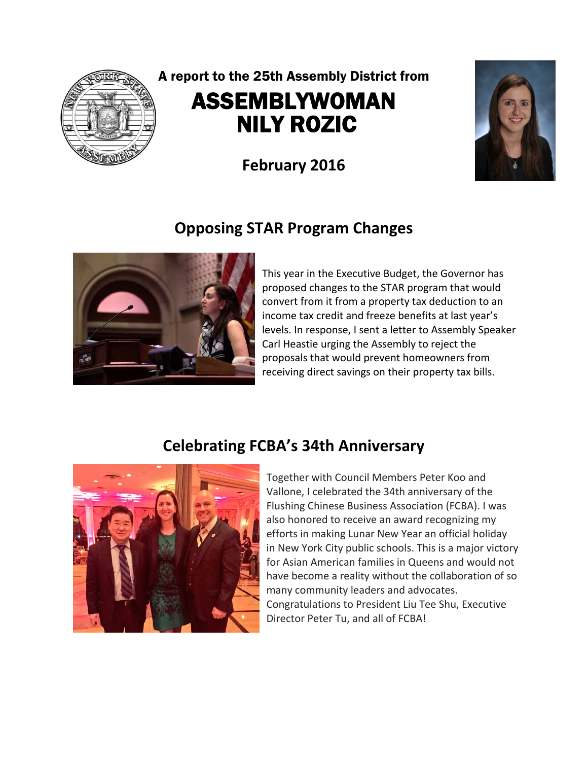A report to the 25th Assembly District from

# ASSEMBLYWOMAN NILY ROZIC

**February 2016**

## Opposing STAR Program Changes

This year in the Executive Budget, the Governor has proposed changes to the STAR program that would convert from it from a property tax deduction to an income tax credit and freeze benefits at last year's levels. In response, I sent a letter to Assembly Speaker Carl Heastie urging the Assembly to reject the proposals that would prevent homeowners from receiving direct savings on their property tax bills.

## Celebrating FCBA's 34th Anniversary

Together with Council Members Peter Koo and Vallone, I celebrated the 34th anniversary of the Flushing Chinese Business Association (FCBA). I was also honored to receive an award recognizing my efforts in making Lunar New Year an official holiday in New York City public schools. This is a major victory for Asian American families in Queens and would not have become a reality without the collaboration of so many community leaders and advocates. Congratulations to President Liu Tee Shu, Executive Director Peter Tu, and all of FCBA!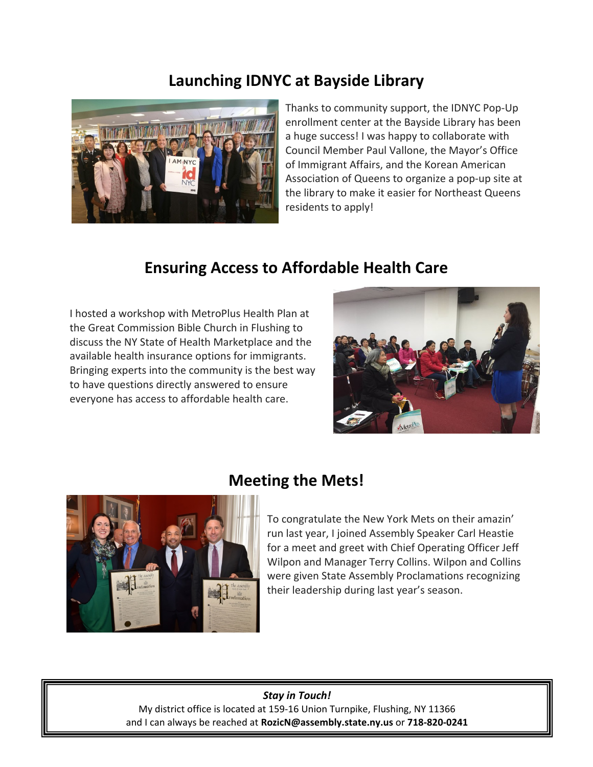## Launching IDNYC at Bayside Library

Thanks to community support, the IDNYC Pop-Up enrollment center at the Bayside Library has been a huge success! I was happy to collaborate with Council Member Paul Vallone, the Mayor's Office of Immigrant Affairs, and the Korean American Association of Queens to organize a pop-up site at the library to make it easier for Northeast Queens residents to apply!

## Ensuring Access to Affordable Health Care

I hosted a workshop with MetroPlus Health Plan at the Great Commission Bible Church in Flushing to discuss the NY State of Health Marketplace and the available health insurance options for immigrants. Bringing experts into the community is the best way to have questions directly answered to ensure everyone has access to affordable health care.

## Meeting the Mets!

To congratulate the New York Mets on their amazin' run last year, I joined Assembly Speaker Carl Heastie for a meet and greet with Chief Operating Officer Jeff Wilpon and Manager Terry Collins. Wilpon and Collins were given State Assembly Proclamations recognizing their leadership during last year's season.

***Stay in Touch!***

My district office is located at 159-16 Union Turnpike, Flushing, NY 11366
and I can always be reached at **RozicN@assembly.state.ny.us** or **718-820-0241**